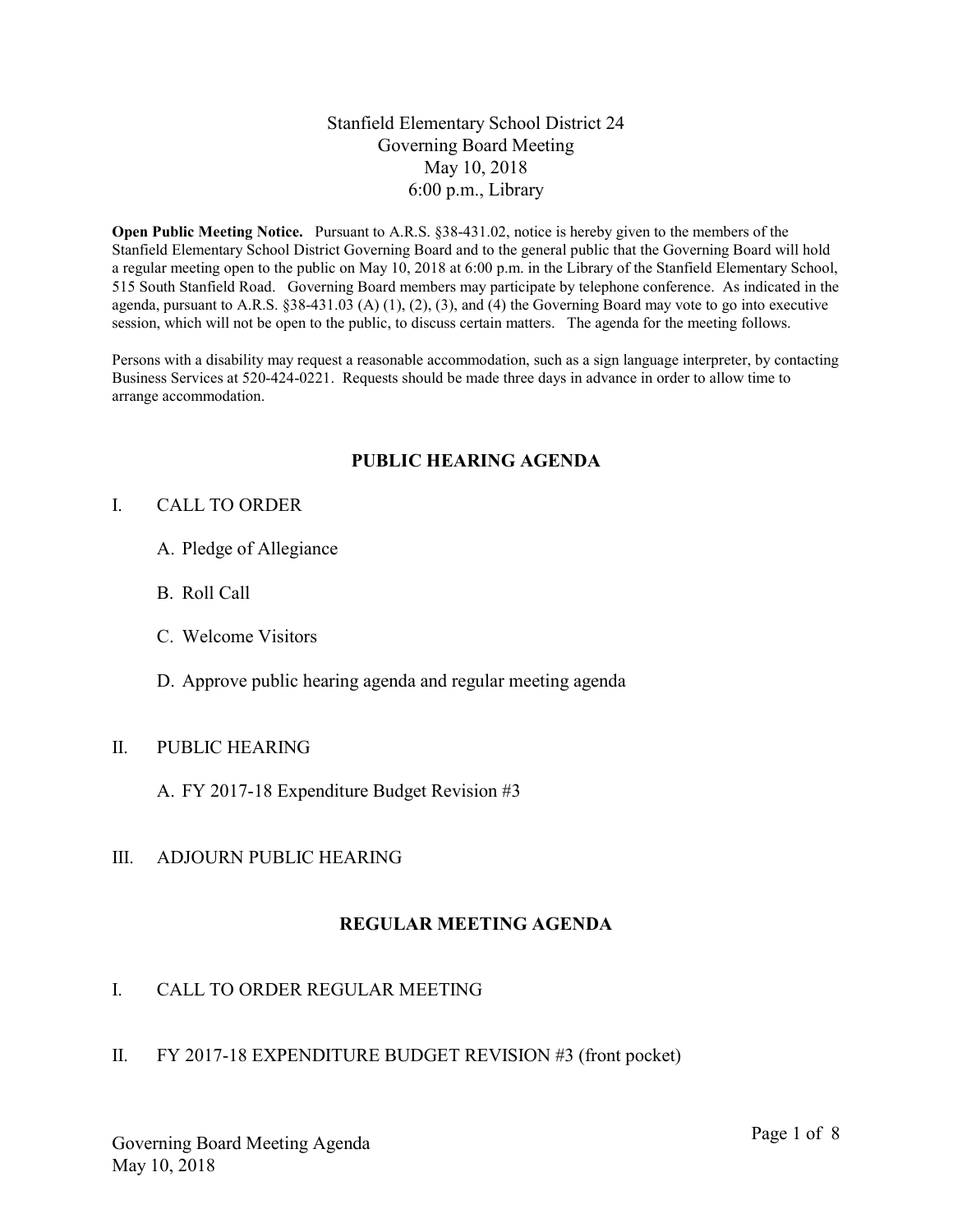# Stanfield Elementary School District 24
## Governing Board Meeting
## May 10, 2018
## 6:00 p.m., Library

**Open Public Meeting Notice.** Pursuant to A.R.S. §38-431.02, notice is hereby given to the members of the Stanfield Elementary School District Governing Board and to the general public that the Governing Board will hold a regular meeting open to the public on May 10, 2018 at 6:00 p.m. in the Library of the Stanfield Elementary School, 515 South Stanfield Road. Governing Board members may participate by telephone conference. As indicated in the agenda, pursuant to A.R.S. §38-431.03 (A) (1), (2), (3), and (4) the Governing Board may vote to go into executive session, which will not be open to the public, to discuss certain matters. The agenda for the meeting follows.

Persons with a disability may request a reasonable accommodation, such as a sign language interpreter, by contacting Business Services at 520-424-0221. Requests should be made three days in advance in order to allow time to arrange accommodation.

## PUBLIC HEARING AGENDA

I. CALL TO ORDER

   A. Pledge of Allegiance

   B. Roll Call

   C. Welcome Visitors

   D. Approve public hearing agenda and regular meeting agenda

II. PUBLIC HEARING

   A. FY 2017-18 Expenditure Budget Revision #3

III. ADJOURN PUBLIC HEARING

## REGULAR MEETING AGENDA

I. CALL TO ORDER REGULAR MEETING

II. FY 2017-18 EXPENDITURE BUDGET REVISION #3 (front pocket)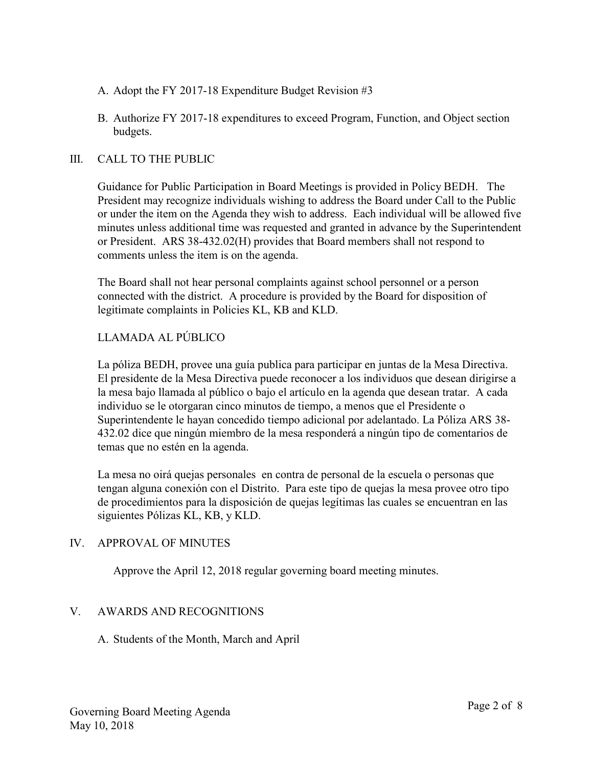A. Adopt the FY 2017-18 Expenditure Budget Revision #3

B. Authorize FY 2017-18 expenditures to exceed Program, Function, and Object section budgets.

## III. CALL TO THE PUBLIC

Guidance for Public Participation in Board Meetings is provided in Policy BEDH. The President may recognize individuals wishing to address the Board under Call to the Public or under the item on the Agenda they wish to address. Each individual will be allowed five minutes unless additional time was requested and granted in advance by the Superintendent or President. ARS 38-432.02(H) provides that Board members shall not respond to comments unless the item is on the agenda.

The Board shall not hear personal complaints against school personnel or a person connected with the district. A procedure is provided by the Board for disposition of legitimate complaints in Policies KL, KB and KLD.

### LLAMADA AL PÚBLICO

La póliza BEDH, provee una guía publica para participar en juntas de la Mesa Directiva. El presidente de la Mesa Directiva puede reconocer a los individuos que desean dirigirse a la mesa bajo llamada al público o bajo el artículo en la agenda que desean tratar. A cada individuo se le otorgaran cinco minutos de tiempo, a menos que el Presidente o Superintendente le hayan concedido tiempo adicional por adelantado. La Póliza ARS 38-432.02 dice que ningún miembro de la mesa responderá a ningún tipo de comentarios de temas que no estén en la agenda.

La mesa no oirá quejas personales en contra de personal de la escuela o personas que tengan alguna conexión con el Distrito. Para este tipo de quejas la mesa provee otro tipo de procedimientos para la disposición de quejas legítimas las cuales se encuentran en las siguientes Pólizas KL, KB, y KLD.

## IV. APPROVAL OF MINUTES

Approve the April 12, 2018 regular governing board meeting minutes.

## V. AWARDS AND RECOGNITIONS

A. Students of the Month, March and April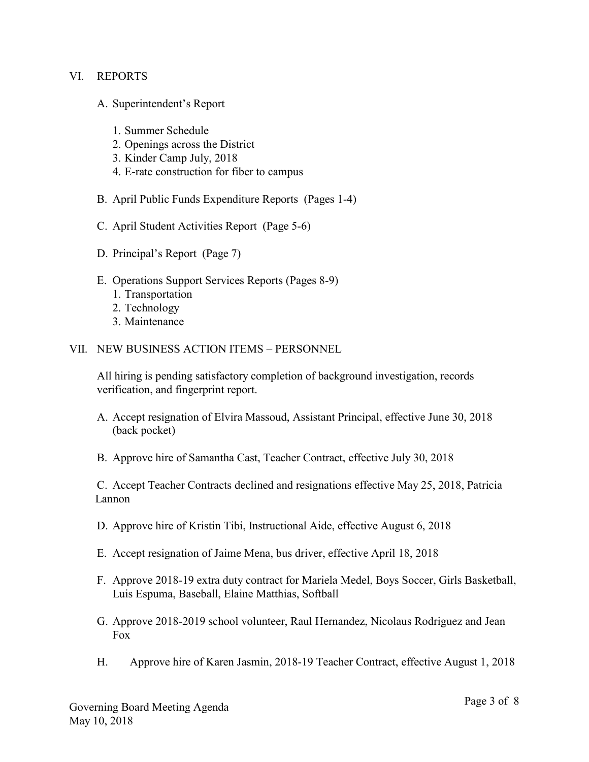## VI. REPORTS

A. Superintendent's Report

1. Summer Schedule
2. Openings across the District
3. Kinder Camp July, 2018
4. E-rate construction for fiber to campus

B. April Public Funds Expenditure Reports (Pages 1-4)

C. April Student Activities Report (Page 5-6)

D. Principal's Report (Page 7)

E. Operations Support Services Reports (Pages 8-9)

1. Transportation
2. Technology
3. Maintenance

## VII. NEW BUSINESS ACTION ITEMS – PERSONNEL

All hiring is pending satisfactory completion of background investigation, records verification, and fingerprint report.

A. Accept resignation of Elvira Massoud, Assistant Principal, effective June 30, 2018 (back pocket)

B. Approve hire of Samantha Cast, Teacher Contract, effective July 30, 2018

C. Accept Teacher Contracts declined and resignations effective May 25, 2018, Patricia Lannon

D. Approve hire of Kristin Tibi, Instructional Aide, effective August 6, 2018

E. Accept resignation of Jaime Mena, bus driver, effective April 18, 2018

F. Approve 2018-19 extra duty contract for Mariela Medel, Boys Soccer, Girls Basketball, Luis Espuma, Baseball, Elaine Matthias, Softball

G. Approve 2018-2019 school volunteer, Raul Hernandez, Nicolaus Rodriguez and Jean Fox

H. Approve hire of Karen Jasmin, 2018-19 Teacher Contract, effective August 1, 2018

Governing Board Meeting Agenda
May 10, 2018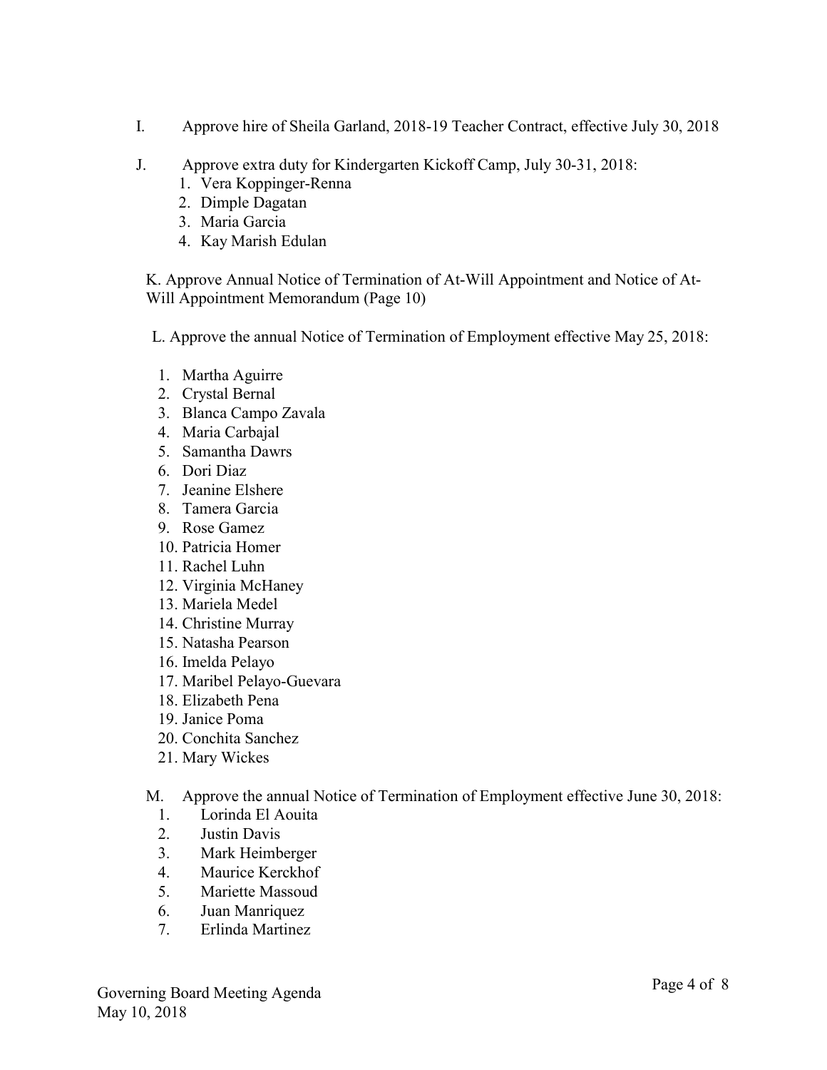I. Approve hire of Sheila Garland, 2018-19 Teacher Contract, effective July 30, 2018

J. Approve extra duty for Kindergarten Kickoff Camp, July 30-31, 2018:

1. Vera Koppinger-Renna
2. Dimple Dagatan
3. Maria Garcia
4. Kay Marish Edulan

K. Approve Annual Notice of Termination of At-Will Appointment and Notice of At-Will Appointment Memorandum (Page 10)

L. Approve the annual Notice of Termination of Employment effective May 25, 2018:

1. Martha Aguirre
2. Crystal Bernal
3. Blanca Campo Zavala
4. Maria Carbajal
5. Samantha Dawrs
6. Dori Diaz
7. Jeanine Elshere
8. Tamera Garcia
9. Rose Gamez
10. Patricia Homer
11. Rachel Luhn
12. Virginia McHaney
13. Mariela Medel
14. Christine Murray
15. Natasha Pearson
16. Imelda Pelayo
17. Maribel Pelayo-Guevara
18. Elizabeth Pena
19. Janice Poma
20. Conchita Sanchez
21. Mary Wickes

M. Approve the annual Notice of Termination of Employment effective June 30, 2018:

1. Lorinda El Aouita
2. Justin Davis
3. Mark Heimberger
4. Maurice Kerckhof
5. Mariette Massoud
6. Juan Manriquez
7. Erlinda Martinez

Governing Board Meeting Agenda
May 10, 2018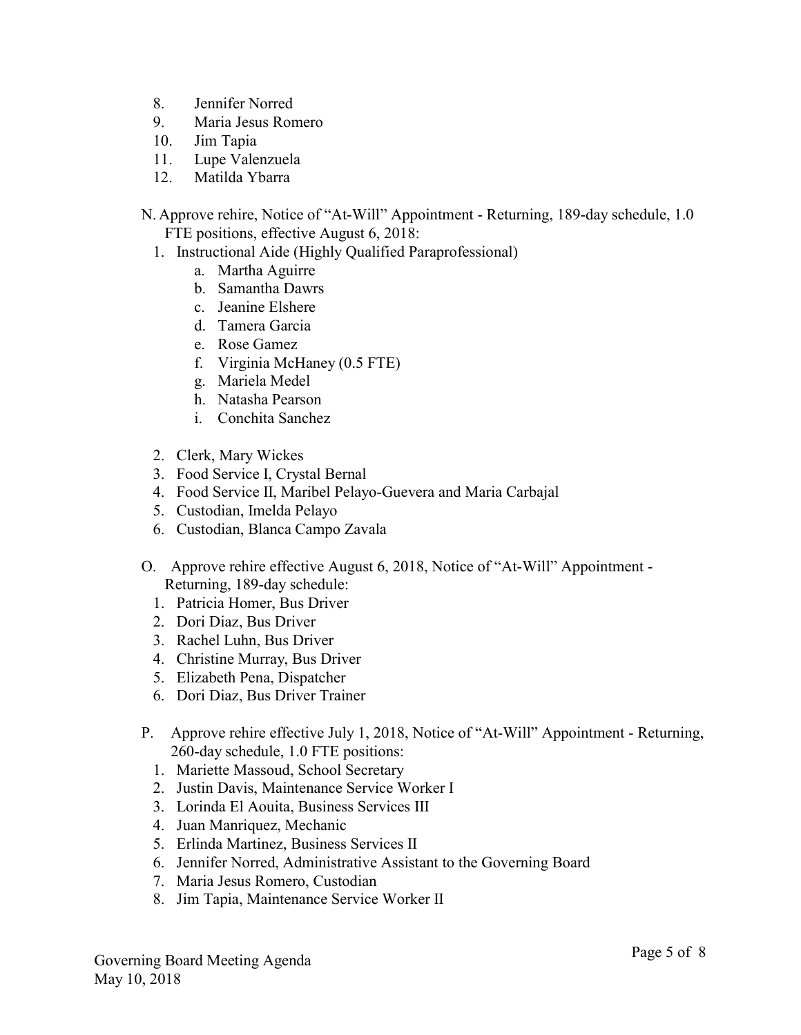8. Jennifer Norred
9. Maria Jesus Romero
10. Jim Tapia
11. Lupe Valenzuela
12. Matilda Ybarra

N. Approve rehire, Notice of "At-Will" Appointment - Returning, 189-day schedule, 1.0 FTE positions, effective August 6, 2018:

1. Instructional Aide (Highly Qualified Paraprofessional)
    a. Martha Aguirre
    b. Samantha Dawrs
    c. Jeanine Elshere
    d. Tamera Garcia
    e. Rose Gamez
    f. Virginia McHaney (0.5 FTE)
    g. Mariela Medel
    h. Natasha Pearson
    i. Conchita Sanchez
2. Clerk, Mary Wickes
3. Food Service I, Crystal Bernal
4. Food Service II, Maribel Pelayo-Guevera and Maria Carbajal
5. Custodian, Imelda Pelayo
6. Custodian, Blanca Campo Zavala

O. Approve rehire effective August 6, 2018, Notice of "At-Will" Appointment - Returning, 189-day schedule:

1. Patricia Homer, Bus Driver
2. Dori Diaz, Bus Driver
3. Rachel Luhn, Bus Driver
4. Christine Murray, Bus Driver
5. Elizabeth Pena, Dispatcher
6. Dori Diaz, Bus Driver Trainer

P. Approve rehire effective July 1, 2018, Notice of "At-Will" Appointment - Returning, 260-day schedule, 1.0 FTE positions:

1. Mariette Massoud, School Secretary
2. Justin Davis, Maintenance Service Worker I
3. Lorinda El Aouita, Business Services III
4. Juan Manriquez, Mechanic
5. Erlinda Martinez, Business Services II
6. Jennifer Norred, Administrative Assistant to the Governing Board
7. Maria Jesus Romero, Custodian
8. Jim Tapia, Maintenance Service Worker II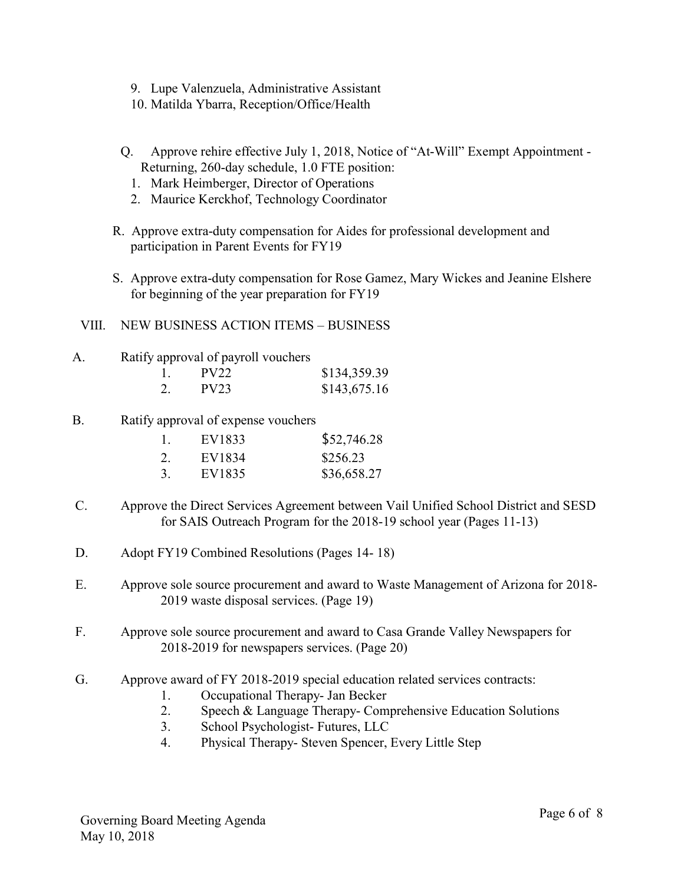9. Lupe Valenzuela, Administrative Assistant
10. Matilda Ybarra, Reception/Office/Health

Q. Approve rehire effective July 1, 2018, Notice of "At-Will" Exempt Appointment - Returning, 260-day schedule, 1.0 FTE position:
   1. Mark Heimberger, Director of Operations
   2. Maurice Kerckhof, Technology Coordinator

R. Approve extra-duty compensation for Aides for professional development and participation in Parent Events for FY19

S. Approve extra-duty compensation for Rose Gamez, Mary Wickes and Jeanine Elshere for beginning of the year preparation for FY19

## VIII. NEW BUSINESS ACTION ITEMS – BUSINESS

A. Ratify approval of payroll vouchers

| | | |
|---|---|---|
| 1. | PV22 | $134,359.39 |
| 2. | PV23 | $143,675.16 |

B. Ratify approval of expense vouchers

| | | |
|---|---|---|
| 1. | EV1833 | $52,746.28 |
| 2. | EV1834 | $256.23 |
| 3. | EV1835 | $36,658.27 |

C. Approve the Direct Services Agreement between Vail Unified School District and SESD for SAIS Outreach Program for the 2018-19 school year (Pages 11-13)

D. Adopt FY19 Combined Resolutions (Pages 14- 18)

E. Approve sole source procurement and award to Waste Management of Arizona for 2018-2019 waste disposal services. (Page 19)

F. Approve sole source procurement and award to Casa Grande Valley Newspapers for 2018-2019 for newspapers services. (Page 20)

G. Approve award of FY 2018-2019 special education related services contracts:
   1. Occupational Therapy- Jan Becker
   2. Speech & Language Therapy- Comprehensive Education Solutions
   3. School Psychologist- Futures, LLC
   4. Physical Therapy- Steven Spencer, Every Little Step

Governing Board Meeting Agenda
May 10, 2018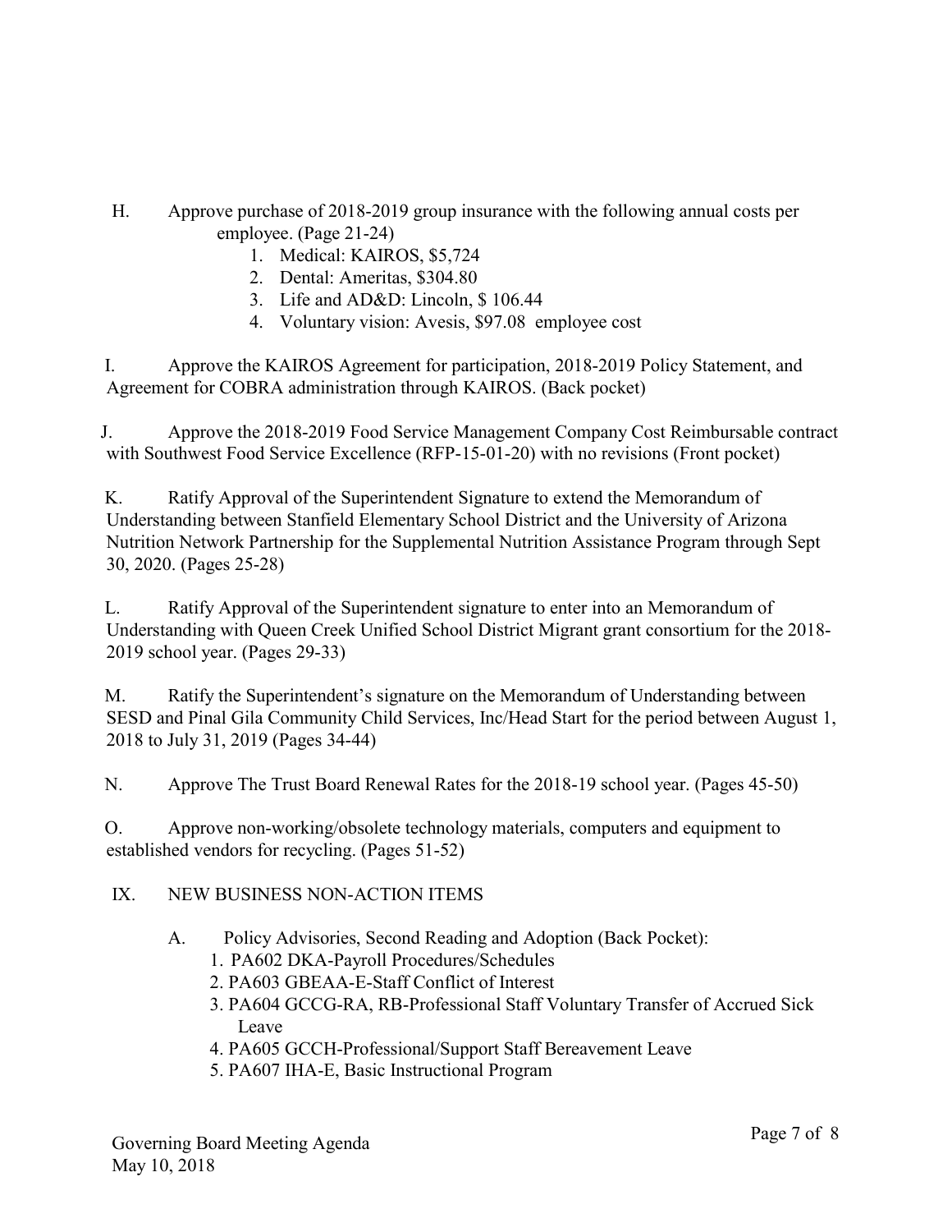H. Approve purchase of 2018-2019 group insurance with the following annual costs per employee. (Page 21-24)

1. Medical: KAIROS, $5,724
2. Dental: Ameritas, $304.80
3. Life and AD&D: Lincoln, $ 106.44
4. Voluntary vision: Avesis, $97.08 employee cost

I. Approve the KAIROS Agreement for participation, 2018-2019 Policy Statement, and Agreement for COBRA administration through KAIROS. (Back pocket)

J. Approve the 2018-2019 Food Service Management Company Cost Reimbursable contract with Southwest Food Service Excellence (RFP-15-01-20) with no revisions (Front pocket)

K. Ratify Approval of the Superintendent Signature to extend the Memorandum of Understanding between Stanfield Elementary School District and the University of Arizona Nutrition Network Partnership for the Supplemental Nutrition Assistance Program through Sept 30, 2020. (Pages 25-28)

L. Ratify Approval of the Superintendent signature to enter into an Memorandum of Understanding with Queen Creek Unified School District Migrant grant consortium for the 2018-2019 school year. (Pages 29-33)

M. Ratify the Superintendent's signature on the Memorandum of Understanding between SESD and Pinal Gila Community Child Services, Inc/Head Start for the period between August 1, 2018 to July 31, 2019 (Pages 34-44)

N. Approve The Trust Board Renewal Rates for the 2018-19 school year. (Pages 45-50)

O. Approve non-working/obsolete technology materials, computers and equipment to established vendors for recycling. (Pages 51-52)

IX. NEW BUSINESS NON-ACTION ITEMS

A. Policy Advisories, Second Reading and Adoption (Back Pocket):

1. PA602 DKA-Payroll Procedures/Schedules
2. PA603 GBEAA-E-Staff Conflict of Interest
3. PA604 GCCG-RA, RB-Professional Staff Voluntary Transfer of Accrued Sick Leave
4. PA605 GCCH-Professional/Support Staff Bereavement Leave
5. PA607 IHA-E, Basic Instructional Program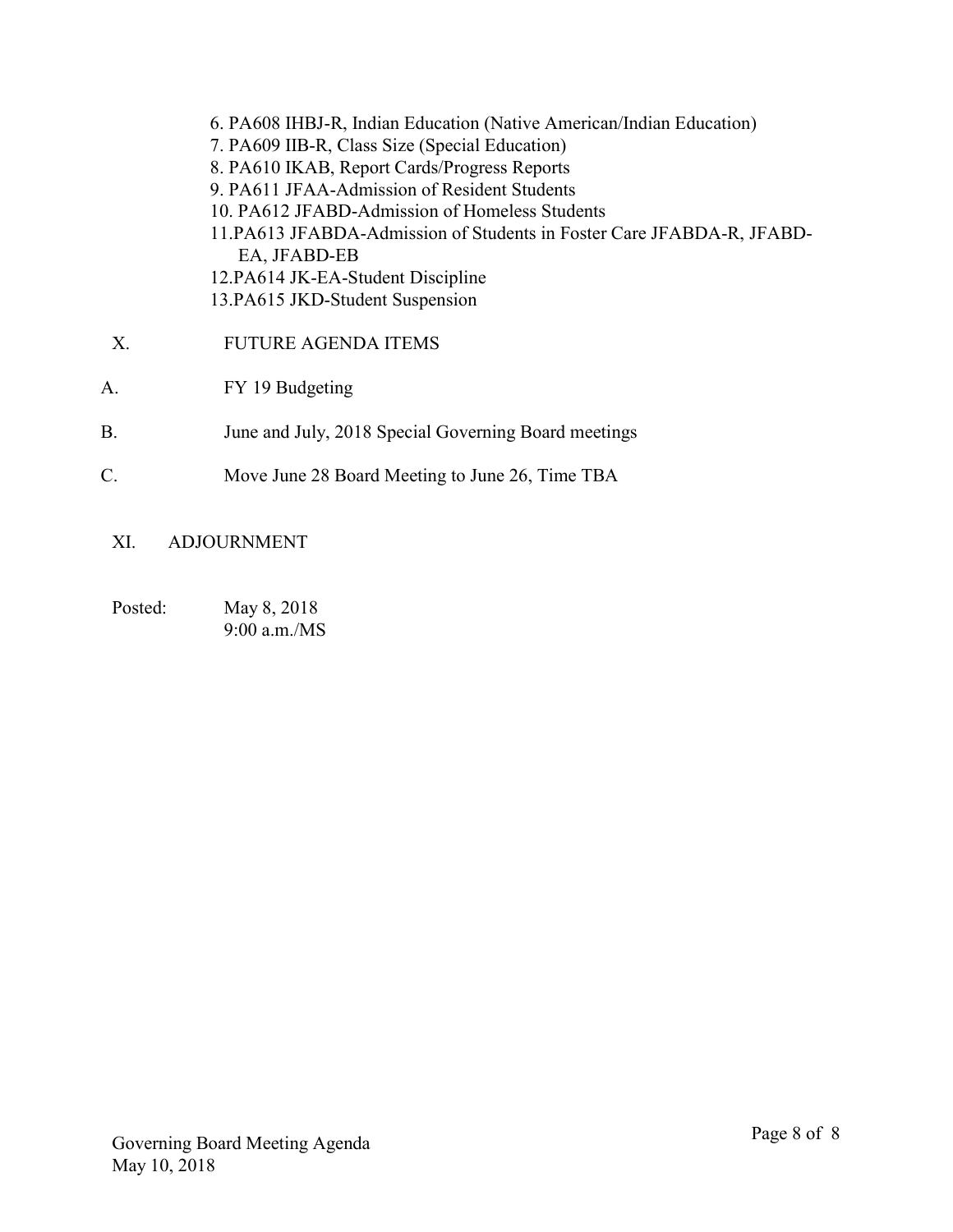6. PA608 IHBJ-R, Indian Education (Native American/Indian Education)
7. PA609 IIB-R, Class Size (Special Education)
8. PA610 IKAB, Report Cards/Progress Reports
9. PA611 JFAA-Admission of Resident Students
10. PA612 JFABD-Admission of Homeless Students
11. PA613 JFABDA-Admission of Students in Foster Care JFABDA-R, JFABD-EA, JFABD-EB
12. PA614 JK-EA-Student Discipline
13. PA615 JKD-Student Suspension

X. FUTURE AGENDA ITEMS

A. FY 19 Budgeting

B. June and July, 2018 Special Governing Board meetings

C. Move June 28 Board Meeting to June 26, Time TBA

XI. ADJOURNMENT

Posted: May 8, 2018
9:00 a.m./MS